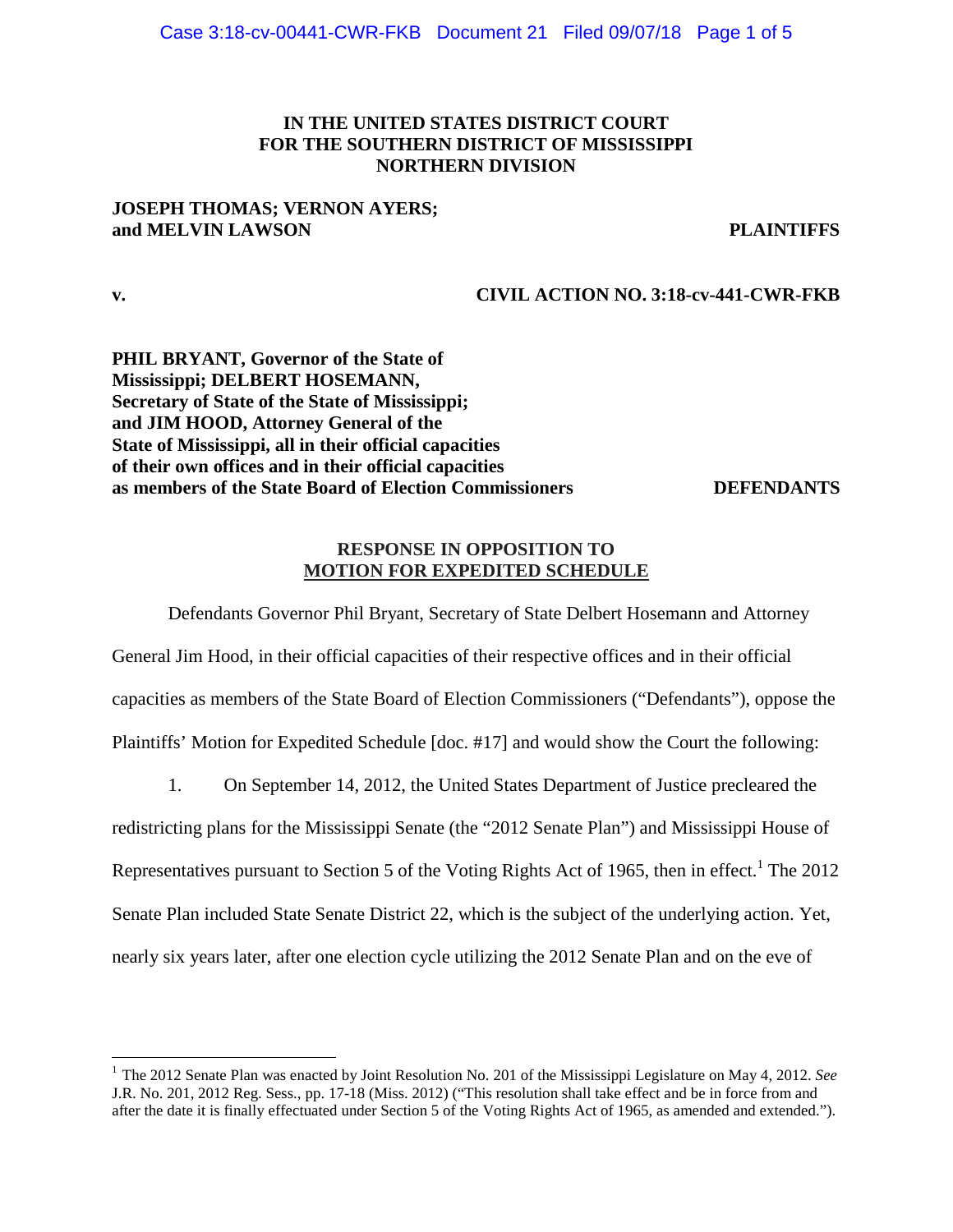**IN THE UNITED STATES DISTRICT COURT**
**FOR THE SOUTHERN DISTRICT OF MISSISSIPPI**
**NORTHERN DIVISION**

**JOSEPH THOMAS; VERNON AYERS; and MELVIN LAWSON** — **PLAINTIFFS**

**v.** — **CIVIL ACTION NO. 3:18-cv-441-CWR-FKB**

**PHIL BRYANT, Governor of the State of Mississippi; DELBERT HOSEMANN, Secretary of State of the State of Mississippi; and JIM HOOD, Attorney General of the State of Mississippi, all in their official capacities of their own offices and in their official capacities as members of the State Board of Election Commissioners** — **DEFENDANTS**

**RESPONSE IN OPPOSITION TO MOTION FOR EXPEDITED SCHEDULE**

Defendants Governor Phil Bryant, Secretary of State Delbert Hosemann and Attorney General Jim Hood, in their official capacities of their respective offices and in their official capacities as members of the State Board of Election Commissioners ("Defendants"), oppose the Plaintiffs' Motion for Expedited Schedule [doc. #17] and would show the Court the following:

1. On September 14, 2012, the United States Department of Justice precleared the redistricting plans for the Mississippi Senate (the "2012 Senate Plan") and Mississippi House of Representatives pursuant to Section 5 of the Voting Rights Act of 1965, then in effect.[1] The 2012 Senate Plan included State Senate District 22, which is the subject of the underlying action. Yet, nearly six years later, after one election cycle utilizing the 2012 Senate Plan and on the eve of

[1] The 2012 Senate Plan was enacted by Joint Resolution No. 201 of the Mississippi Legislature on May 4, 2012. *See* J.R. No. 201, 2012 Reg. Sess., pp. 17-18 (Miss. 2012) ("This resolution shall take effect and be in force from and after the date it is finally effectuated under Section 5 of the Voting Rights Act of 1965, as amended and extended.").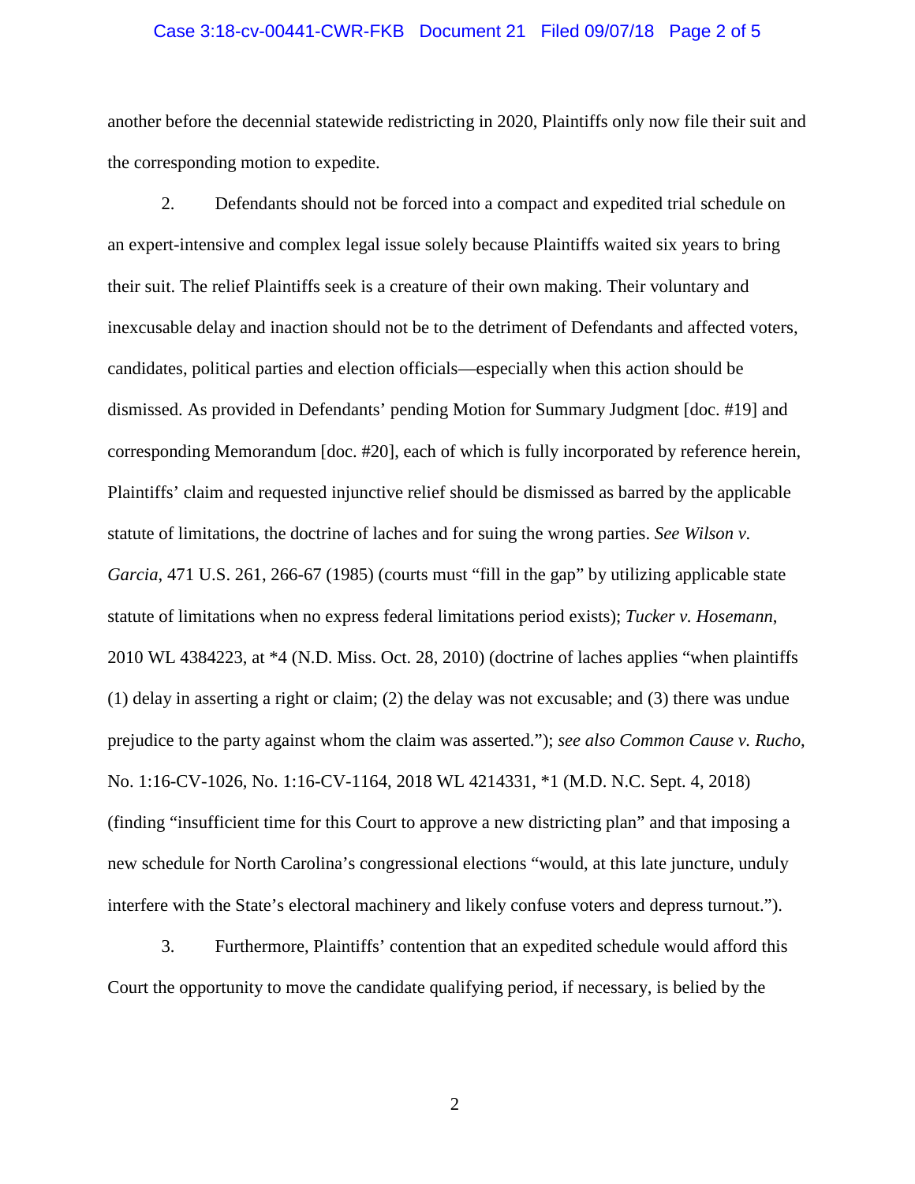another before the decennial statewide redistricting in 2020, Plaintiffs only now file their suit and the corresponding motion to expedite.

2. Defendants should not be forced into a compact and expedited trial schedule on an expert-intensive and complex legal issue solely because Plaintiffs waited six years to bring their suit. The relief Plaintiffs seek is a creature of their own making. Their voluntary and inexcusable delay and inaction should not be to the detriment of Defendants and affected voters, candidates, political parties and election officials—especially when this action should be dismissed. As provided in Defendants' pending Motion for Summary Judgment [doc. #19] and corresponding Memorandum [doc. #20], each of which is fully incorporated by reference herein, Plaintiffs' claim and requested injunctive relief should be dismissed as barred by the applicable statute of limitations, the doctrine of laches and for suing the wrong parties. *See Wilson v. Garcia*, 471 U.S. 261, 266-67 (1985) (courts must "fill in the gap" by utilizing applicable state statute of limitations when no express federal limitations period exists); *Tucker v. Hosemann*, 2010 WL 4384223, at *4 (N.D. Miss. Oct. 28, 2010) (doctrine of laches applies "when plaintiffs (1) delay in asserting a right or claim; (2) the delay was not excusable; and (3) there was undue prejudice to the party against whom the claim was asserted."); *see also Common Cause v. Rucho*, No. 1:16-CV-1026, No. 1:16-CV-1164, 2018 WL 4214331, *1 (M.D. N.C. Sept. 4, 2018) (finding "insufficient time for this Court to approve a new districting plan" and that imposing a new schedule for North Carolina's congressional elections "would, at this late juncture, unduly interfere with the State's electoral machinery and likely confuse voters and depress turnout.").

3. Furthermore, Plaintiffs' contention that an expedited schedule would afford this Court the opportunity to move the candidate qualifying period, if necessary, is belied by the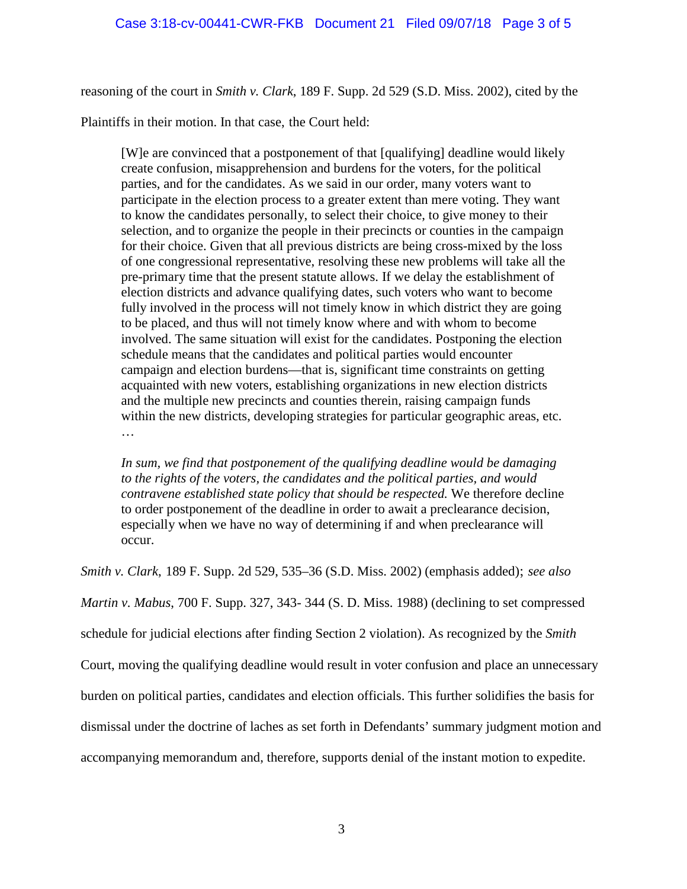reasoning of the court in *Smith v. Clark*, 189 F. Supp. 2d 529 (S.D. Miss. 2002), cited by the Plaintiffs in their motion. In that case, the Court held:

> [W]e are convinced that a postponement of that [qualifying] deadline would likely create confusion, misapprehension and burdens for the voters, for the political parties, and for the candidates. As we said in our order, many voters want to participate in the election process to a greater extent than mere voting. They want to know the candidates personally, to select their choice, to give money to their selection, and to organize the people in their precincts or counties in the campaign for their choice. Given that all previous districts are being cross-mixed by the loss of one congressional representative, resolving these new problems will take all the pre-primary time that the present statute allows. If we delay the establishment of election districts and advance qualifying dates, such voters who want to become fully involved in the process will not timely know in which district they are going to be placed, and thus will not timely know where and with whom to become involved. The same situation will exist for the candidates. Postponing the election schedule means that the candidates and political parties would encounter campaign and election burdens—that is, significant time constraints on getting acquainted with new voters, establishing organizations in new election districts and the multiple new precincts and counties therein, raising campaign funds within the new districts, developing strategies for particular geographic areas, etc. …
>
> *In sum, we find that postponement of the qualifying deadline would be damaging to the rights of the voters, the candidates and the political parties, and would contravene established state policy that should be respected.* We therefore decline to order postponement of the deadline in order to await a preclearance decision, especially when we have no way of determining if and when preclearance will occur.

*Smith v. Clark*, 189 F. Supp. 2d 529, 535–36 (S.D. Miss. 2002) (emphasis added); *see also Martin v. Mabus*, 700 F. Supp. 327, 343- 344 (S. D. Miss. 1988) (declining to set compressed schedule for judicial elections after finding Section 2 violation). As recognized by the *Smith* Court, moving the qualifying deadline would result in voter confusion and place an unnecessary burden on political parties, candidates and election officials. This further solidifies the basis for dismissal under the doctrine of laches as set forth in Defendants' summary judgment motion and accompanying memorandum and, therefore, supports denial of the instant motion to expedite.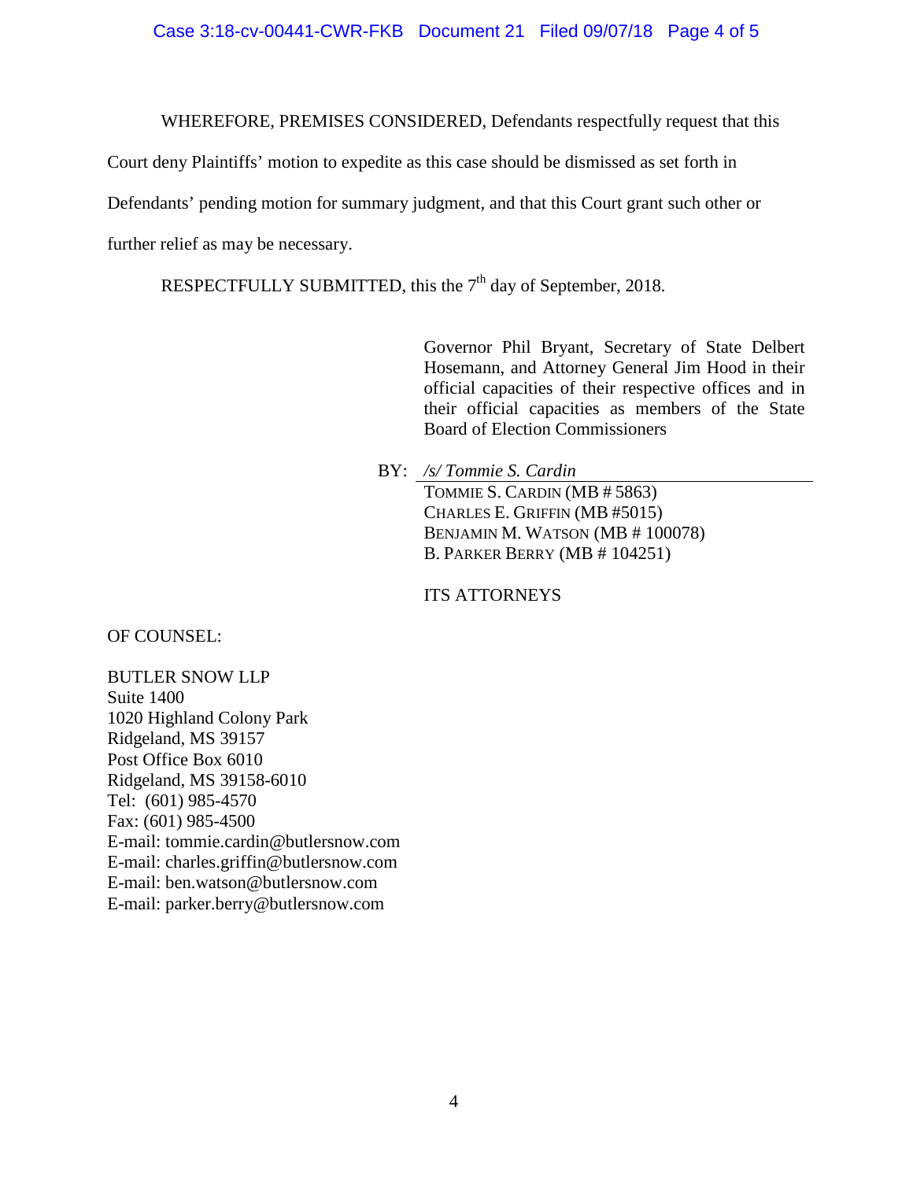WHEREFORE, PREMISES CONSIDERED, Defendants respectfully request that this Court deny Plaintiffs' motion to expedite as this case should be dismissed as set forth in Defendants' pending motion for summary judgment, and that this Court grant such other or further relief as may be necessary.

RESPECTFULLY SUBMITTED, this the 7th day of September, 2018.

Governor Phil Bryant, Secretary of State Delbert Hosemann, and Attorney General Jim Hood in their official capacities of their respective offices and in their official capacities as members of the State Board of Election Commissioners

BY: */s/ Tommie S. Cardin*
TOMMIE S. CARDIN (MB # 5863)
CHARLES E. GRIFFIN (MB #5015)
BENJAMIN M. WATSON (MB # 100078)
B. PARKER BERRY (MB # 104251)

ITS ATTORNEYS

OF COUNSEL:

BUTLER SNOW LLP
Suite 1400
1020 Highland Colony Park
Ridgeland, MS 39157
Post Office Box 6010
Ridgeland, MS 39158-6010
Tel: (601) 985-4570
Fax: (601) 985-4500
E-mail: tommie.cardin@butlersnow.com
E-mail: charles.griffin@butlersnow.com
E-mail: ben.watson@butlersnow.com
E-mail: parker.berry@butlersnow.com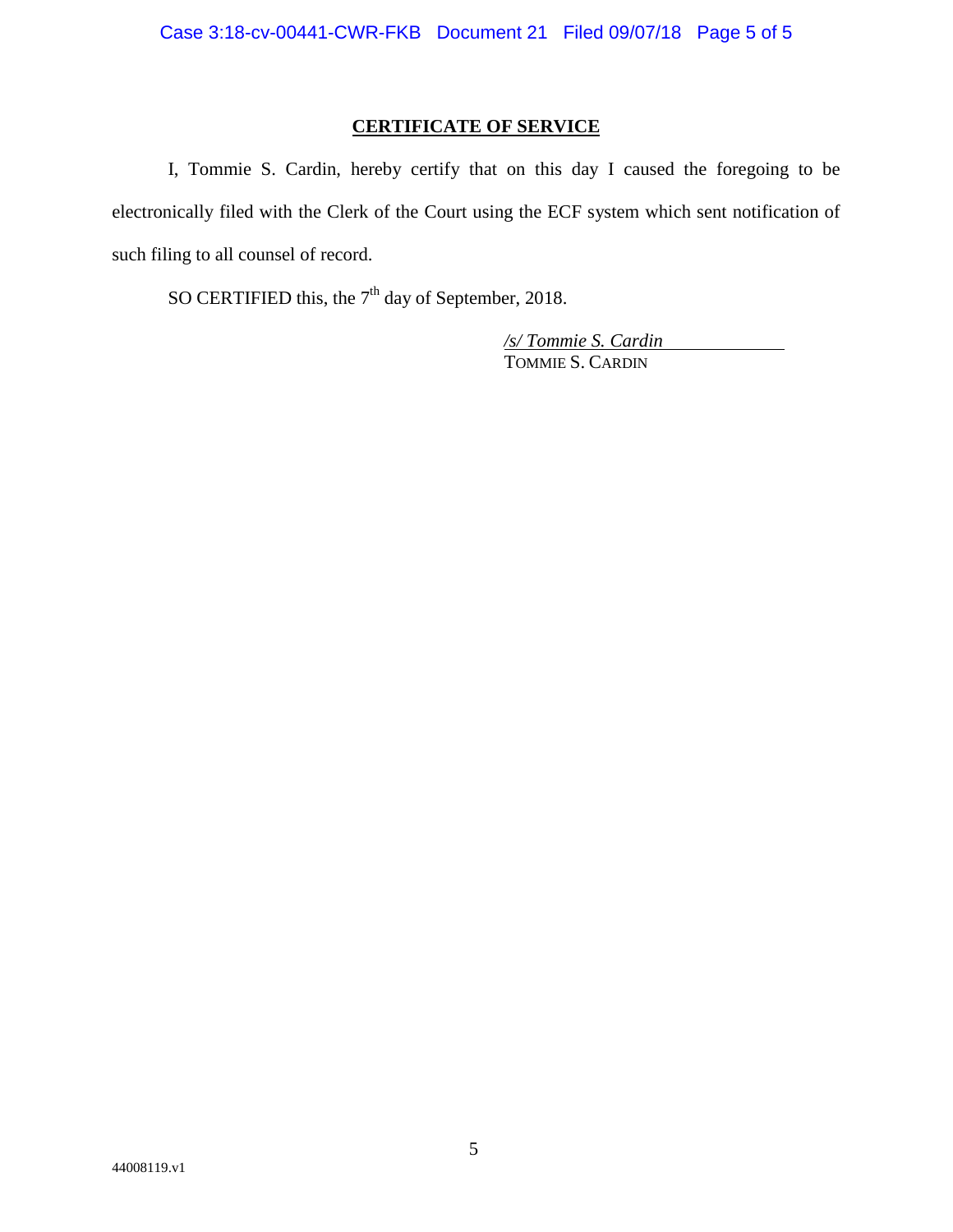## CERTIFICATE OF SERVICE

I, Tommie S. Cardin, hereby certify that on this day I caused the foregoing to be electronically filed with the Clerk of the Court using the ECF system which sent notification of such filing to all counsel of record.

SO CERTIFIED this, the 7th day of September, 2018.

*/s/ Tommie S. Cardin*
TOMMIE S. CARDIN

44008119.v1